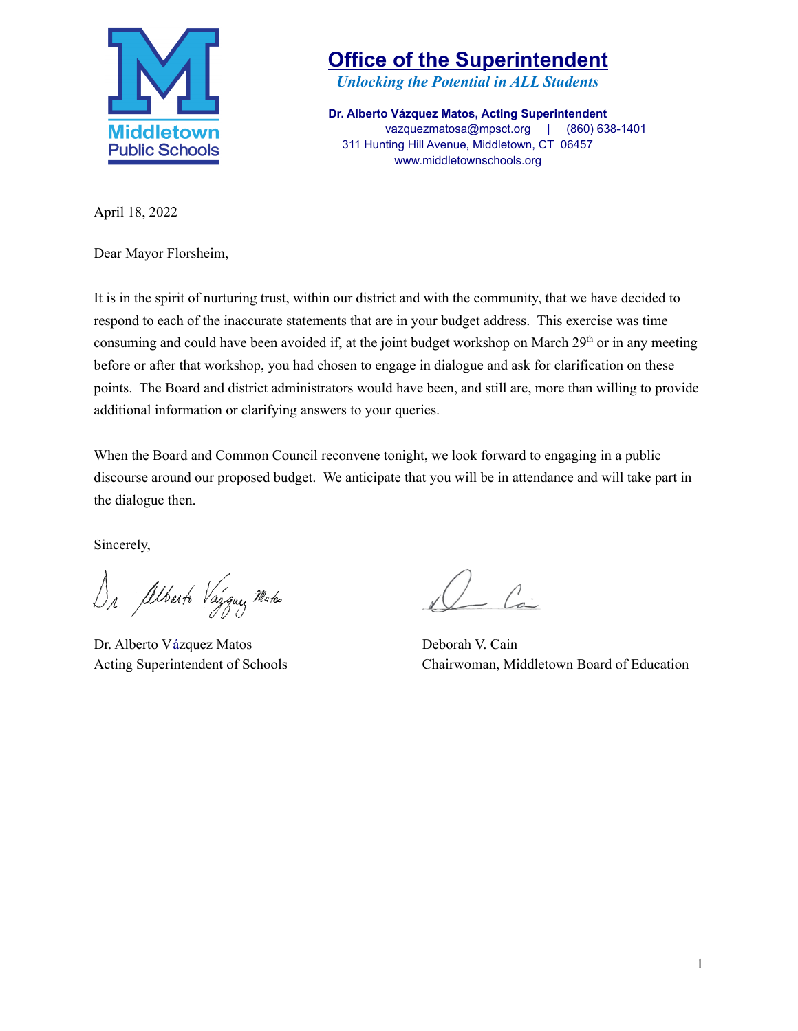# Office of the Superintendent

*Unlocking the Potential in ALL Students*

**Dr. Alberto Vázquez Matos, Acting Superintendent**
vazquezmatosa@mpsct.org | (860) 638-1401
311 Hunting Hill Avenue, Middletown, CT 06457
www.middletownschools.org

April 18, 2022

Dear Mayor Florsheim,

It is in the spirit of nurturing trust, within our district and with the community, that we have decided to respond to each of the inaccurate statements that are in your budget address. This exercise was time consuming and could have been avoided if, at the joint budget workshop on March 29th or in any meeting before or after that workshop, you had chosen to engage in dialogue and ask for clarification on these points. The Board and district administrators would have been, and still are, more than willing to provide additional information or clarifying answers to your queries.

When the Board and Common Council reconvene tonight, we look forward to engaging in a public discourse around our proposed budget. We anticipate that you will be in attendance and will take part in the dialogue then.

Sincerely,

Dr. Alberto Vázquez Matos
Acting Superintendent of Schools

Deborah V. Cain
Chairwoman, Middletown Board of Education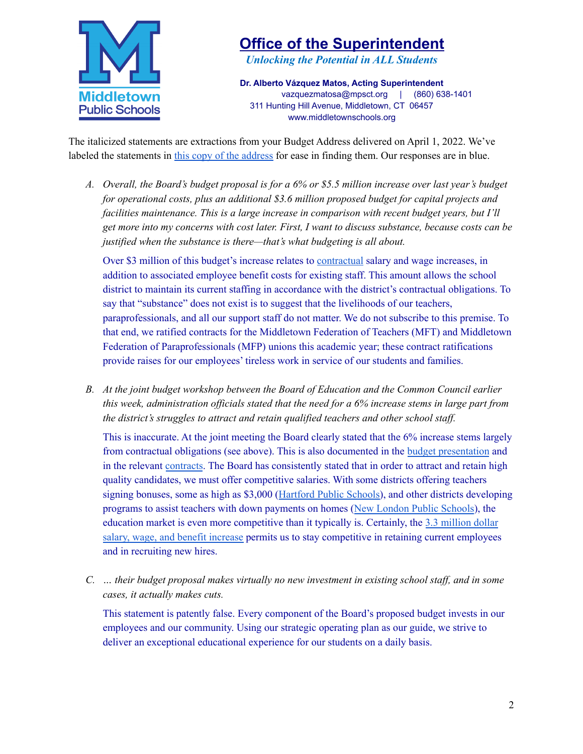# Office of the Superintendent

***Unlocking the Potential in ALL Students***

**Dr. Alberto Vázquez Matos, Acting Superintendent**
vazquezmatosa@mpsct.org | (860) 638-1401
311 Hunting Hill Avenue, Middletown, CT 06457
www.middletownschools.org

The italicized statements are extractions from your Budget Address delivered on April 1, 2022. We've labeled the statements in this copy of the address for ease in finding them. Our responses are in blue.

A. *Overall, the Board's budget proposal is for a 6% or $5.5 million increase over last year's budget for operational costs, plus an additional $3.6 million proposed budget for capital projects and facilities maintenance. This is a large increase in comparison with recent budget years, but I'll get more into my concerns with cost later. First, I want to discuss substance, because costs can be justified when the substance is there—that's what budgeting is all about.*

   Over $3 million of this budget's increase relates to contractual salary and wage increases, in addition to associated employee benefit costs for existing staff. This amount allows the school district to maintain its current staffing in accordance with the district's contractual obligations. To say that "substance" does not exist is to suggest that the livelihoods of our teachers, paraprofessionals, and all our support staff do not matter. We do not subscribe to this premise. To that end, we ratified contracts for the Middletown Federation of Teachers (MFT) and Middletown Federation of Paraprofessionals (MFP) unions this academic year; these contract ratifications provide raises for our employees' tireless work in service of our students and families.

B. *At the joint budget workshop between the Board of Education and the Common Council earlier this week, administration officials stated that the need for a 6% increase stems in large part from the district's struggles to attract and retain qualified teachers and other school staff.*

   This is inaccurate. At the joint meeting the Board clearly stated that the 6% increase stems largely from contractual obligations (see above). This is also documented in the budget presentation and in the relevant contracts. The Board has consistently stated that in order to attract and retain high quality candidates, we must offer competitive salaries. With some districts offering teachers signing bonuses, some as high as $3,000 (Hartford Public Schools), and other districts developing programs to assist teachers with down payments on homes (New London Public Schools), the education market is even more competitive than it typically is. Certainly, the 3.3 million dollar salary, wage, and benefit increase permits us to stay competitive in retaining current employees and in recruiting new hires.

C. *… their budget proposal makes virtually no new investment in existing school staff, and in some cases, it actually makes cuts.*

   This statement is patently false. Every component of the Board's proposed budget invests in our employees and our community. Using our strategic operating plan as our guide, we strive to deliver an exceptional educational experience for our students on a daily basis.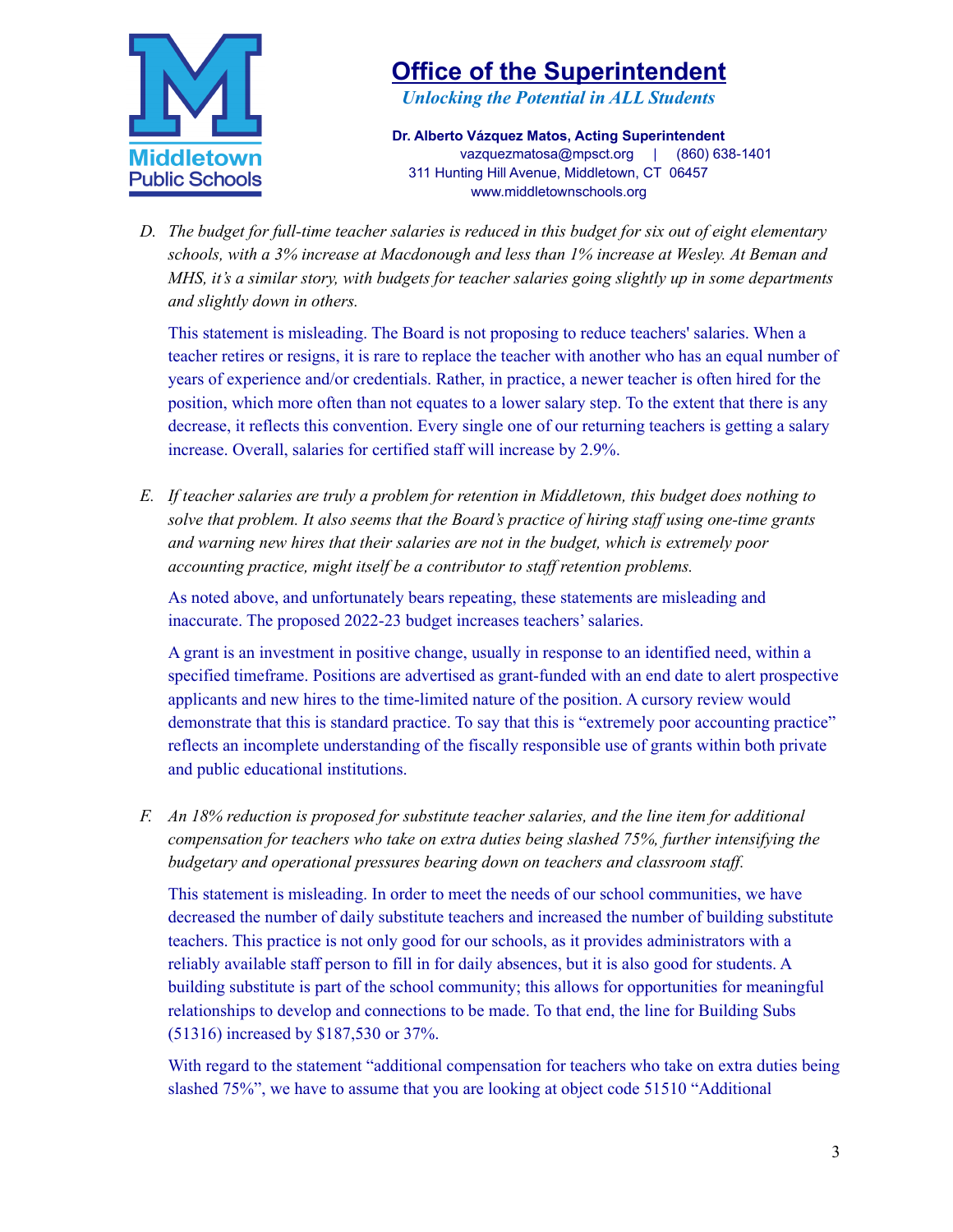D. *The budget for full-time teacher salaries is reduced in this budget for six out of eight elementary schools, with a 3% increase at Macdonough and less than 1% increase at Wesley. At Beman and MHS, it's a similar story, with budgets for teacher salaries going slightly up in some departments and slightly down in others.*

   This statement is misleading. The Board is not proposing to reduce teachers' salaries. When a teacher retires or resigns, it is rare to replace the teacher with another who has an equal number of years of experience and/or credentials. Rather, in practice, a newer teacher is often hired for the position, which more often than not equates to a lower salary step. To the extent that there is any decrease, it reflects this convention. Every single one of our returning teachers is getting a salary increase. Overall, salaries for certified staff will increase by 2.9%.

E. *If teacher salaries are truly a problem for retention in Middletown, this budget does nothing to solve that problem. It also seems that the Board's practice of hiring staff using one-time grants and warning new hires that their salaries are not in the budget, which is extremely poor accounting practice, might itself be a contributor to staff retention problems.*

   As noted above, and unfortunately bears repeating, these statements are misleading and inaccurate. The proposed 2022-23 budget increases teachers' salaries.

   A grant is an investment in positive change, usually in response to an identified need, within a specified timeframe. Positions are advertised as grant-funded with an end date to alert prospective applicants and new hires to the time-limited nature of the position. A cursory review would demonstrate that this is standard practice. To say that this is "extremely poor accounting practice" reflects an incomplete understanding of the fiscally responsible use of grants within both private and public educational institutions.

F. *An 18% reduction is proposed for substitute teacher salaries, and the line item for additional compensation for teachers who take on extra duties being slashed 75%, further intensifying the budgetary and operational pressures bearing down on teachers and classroom staff.*

   This statement is misleading. In order to meet the needs of our school communities, we have decreased the number of daily substitute teachers and increased the number of building substitute teachers. This practice is not only good for our schools, as it provides administrators with a reliably available staff person to fill in for daily absences, but it is also good for students. A building substitute is part of the school community; this allows for opportunities for meaningful relationships to develop and connections to be made. To that end, the line for Building Subs (51316) increased by $187,530 or 37%.

   With regard to the statement "additional compensation for teachers who take on extra duties being slashed 75%", we have to assume that you are looking at object code 51510 "Additional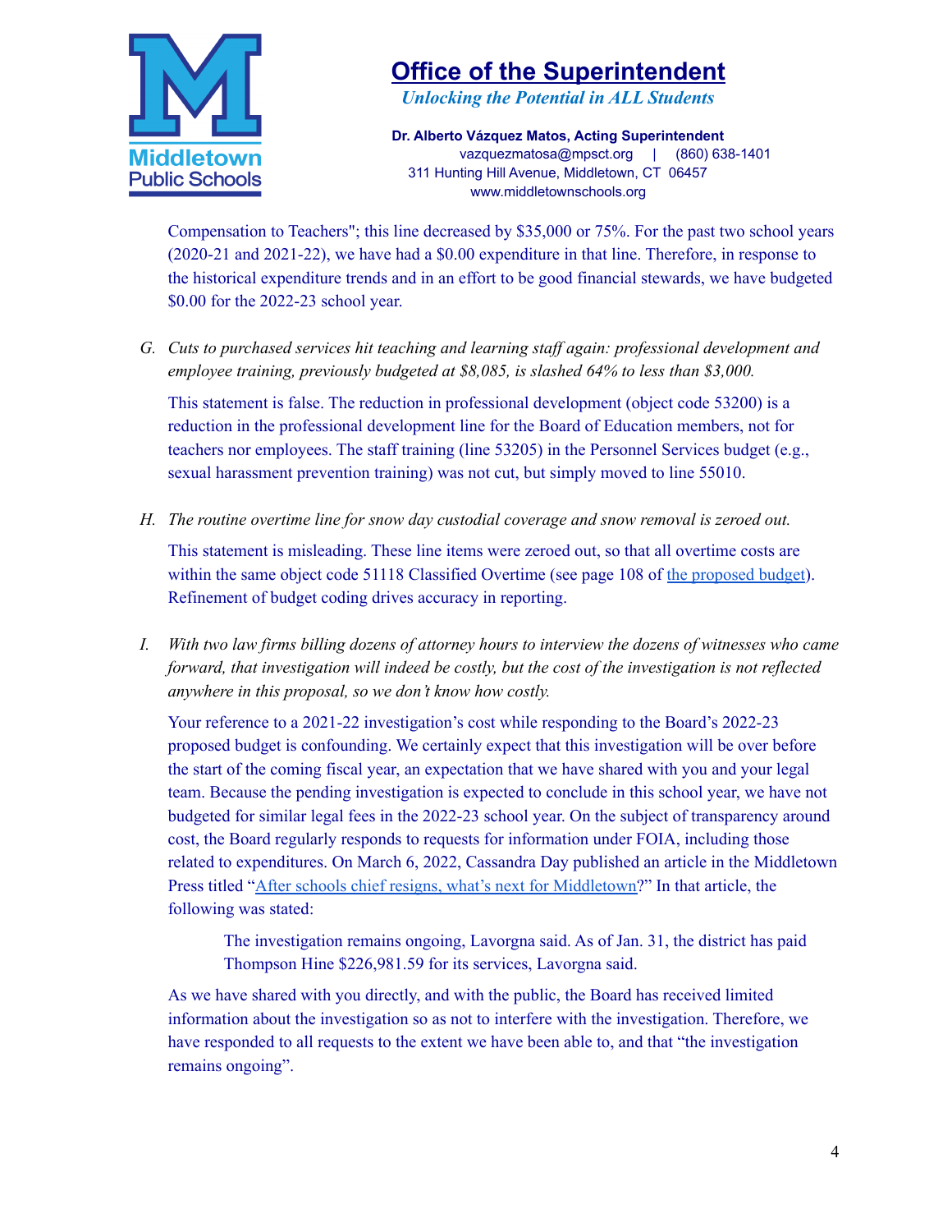Compensation to Teachers"; this line decreased by $35,000 or 75%. For the past two school years (2020-21 and 2021-22), we have had a $0.00 expenditure in that line. Therefore, in response to the historical expenditure trends and in an effort to be good financial stewards, we have budgeted $0.00 for the 2022-23 school year.

G. *Cuts to purchased services hit teaching and learning staff again: professional development and employee training, previously budgeted at $8,085, is slashed 64% to less than $3,000.*

   This statement is false. The reduction in professional development (object code 53200) is a reduction in the professional development line for the Board of Education members, not for teachers nor employees. The staff training (line 53205) in the Personnel Services budget (e.g., sexual harassment prevention training) was not cut, but simply moved to line 55010.

H. *The routine overtime line for snow day custodial coverage and snow removal is zeroed out.*

   This statement is misleading. These line items were zeroed out, so that all overtime costs are within the same object code 51118 Classified Overtime (see page 108 of [the proposed budget](the proposed budget)). Refinement of budget coding drives accuracy in reporting.

I. *With two law firms billing dozens of attorney hours to interview the dozens of witnesses who came forward, that investigation will indeed be costly, but the cost of the investigation is not reflected anywhere in this proposal, so we don't know how costly.*

   Your reference to a 2021-22 investigation's cost while responding to the Board's 2022-23 proposed budget is confounding. We certainly expect that this investigation will be over before the start of the coming fiscal year, an expectation that we have shared with you and your legal team. Because the pending investigation is expected to conclude in this school year, we have not budgeted for similar legal fees in the 2022-23 school year. On the subject of transparency around cost, the Board regularly responds to requests for information under FOIA, including those related to expenditures. On March 6, 2022, Cassandra Day published an article in the Middletown Press titled "[After schools chief resigns, what's next for Middletown](After schools chief resigns, what's next for Middletown)?" In that article, the following was stated:

   > The investigation remains ongoing, Lavorgna said. As of Jan. 31, the district has paid Thompson Hine $226,981.59 for its services, Lavorgna said.

   As we have shared with you directly, and with the public, the Board has received limited information about the investigation so as not to interfere with the investigation. Therefore, we have responded to all requests to the extent we have been able to, and that "the investigation remains ongoing".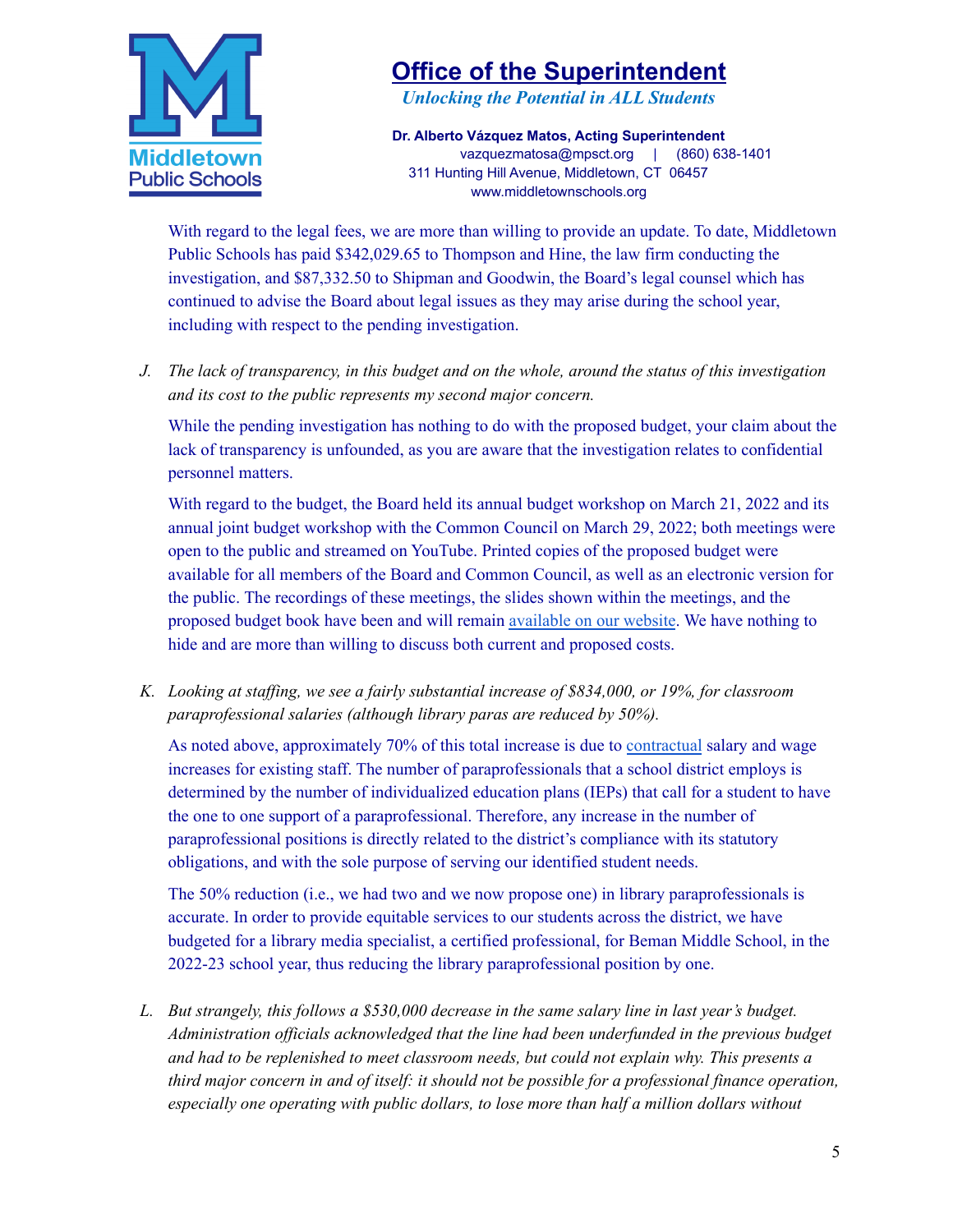With regard to the legal fees, we are more than willing to provide an update. To date, Middletown Public Schools has paid $342,029.65 to Thompson and Hine, the law firm conducting the investigation, and $87,332.50 to Shipman and Goodwin, the Board's legal counsel which has continued to advise the Board about legal issues as they may arise during the school year, including with respect to the pending investigation.

J. *The lack of transparency, in this budget and on the whole, around the status of this investigation and its cost to the public represents my second major concern.*

While the pending investigation has nothing to do with the proposed budget, your claim about the lack of transparency is unfounded, as you are aware that the investigation relates to confidential personnel matters.

With regard to the budget, the Board held its annual budget workshop on March 21, 2022 and its annual joint budget workshop with the Common Council on March 29, 2022; both meetings were open to the public and streamed on YouTube. Printed copies of the proposed budget were available for all members of the Board and Common Council, as well as an electronic version for the public. The recordings of these meetings, the slides shown within the meetings, and the proposed budget book have been and will remain available on our website. We have nothing to hide and are more than willing to discuss both current and proposed costs.

K. *Looking at staffing, we see a fairly substantial increase of $834,000, or 19%, for classroom paraprofessional salaries (although library paras are reduced by 50%).*

As noted above, approximately 70% of this total increase is due to contractual salary and wage increases for existing staff. The number of paraprofessionals that a school district employs is determined by the number of individualized education plans (IEPs) that call for a student to have the one to one support of a paraprofessional. Therefore, any increase in the number of paraprofessional positions is directly related to the district's compliance with its statutory obligations, and with the sole purpose of serving our identified student needs.

The 50% reduction (i.e., we had two and we now propose one) in library paraprofessionals is accurate. In order to provide equitable services to our students across the district, we have budgeted for a library media specialist, a certified professional, for Beman Middle School, in the 2022-23 school year, thus reducing the library paraprofessional position by one.

L. *But strangely, this follows a $530,000 decrease in the same salary line in last year's budget. Administration officials acknowledged that the line had been underfunded in the previous budget and had to be replenished to meet classroom needs, but could not explain why. This presents a third major concern in and of itself: it should not be possible for a professional finance operation, especially one operating with public dollars, to lose more than half a million dollars without*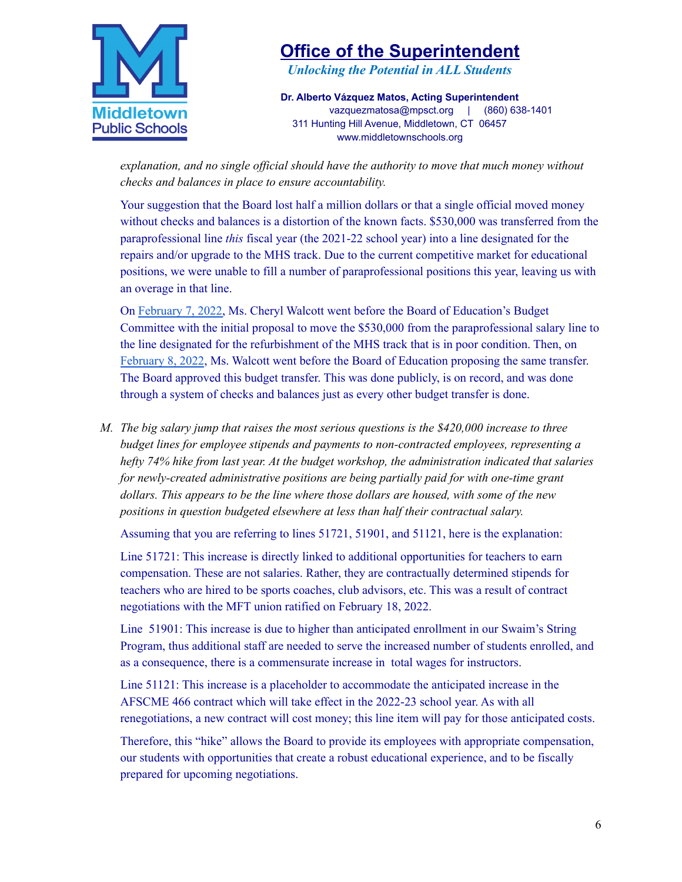*explanation, and no single official should have the authority to move that much money without checks and balances in place to ensure accountability.*

Your suggestion that the Board lost half a million dollars or that a single official moved money without checks and balances is a distortion of the known facts. $530,000 was transferred from the paraprofessional line *this* fiscal year (the 2021-22 school year) into a line designated for the repairs and/or upgrade to the MHS track. Due to the current competitive market for educational positions, we were unable to fill a number of paraprofessional positions this year, leaving us with an overage in that line.

On February 7, 2022, Ms. Cheryl Walcott went before the Board of Education's Budget Committee with the initial proposal to move the $530,000 from the paraprofessional salary line to the line designated for the refurbishment of the MHS track that is in poor condition. Then, on February 8, 2022, Ms. Walcott went before the Board of Education proposing the same transfer. The Board approved this budget transfer. This was done publicly, is on record, and was done through a system of checks and balances just as every other budget transfer is done.

M. *The big salary jump that raises the most serious questions is the $420,000 increase to three budget lines for employee stipends and payments to non-contracted employees, representing a hefty 74% hike from last year. At the budget workshop, the administration indicated that salaries for newly-created administrative positions are being partially paid for with one-time grant dollars. This appears to be the line where those dollars are housed, with some of the new positions in question budgeted elsewhere at less than half their contractual salary.*

Assuming that you are referring to lines 51721, 51901, and 51121, here is the explanation:

Line 51721: This increase is directly linked to additional opportunities for teachers to earn compensation. These are not salaries. Rather, they are contractually determined stipends for teachers who are hired to be sports coaches, club advisors, etc. This was a result of contract negotiations with the MFT union ratified on February 18, 2022.

Line 51901: This increase is due to higher than anticipated enrollment in our Swaim's String Program, thus additional staff are needed to serve the increased number of students enrolled, and as a consequence, there is a commensurate increase in total wages for instructors.

Line 51121: This increase is a placeholder to accommodate the anticipated increase in the AFSCME 466 contract which will take effect in the 2022-23 school year. As with all renegotiations, a new contract will cost money; this line item will pay for those anticipated costs.

Therefore, this "hike" allows the Board to provide its employees with appropriate compensation, our students with opportunities that create a robust educational experience, and to be fiscally prepared for upcoming negotiations.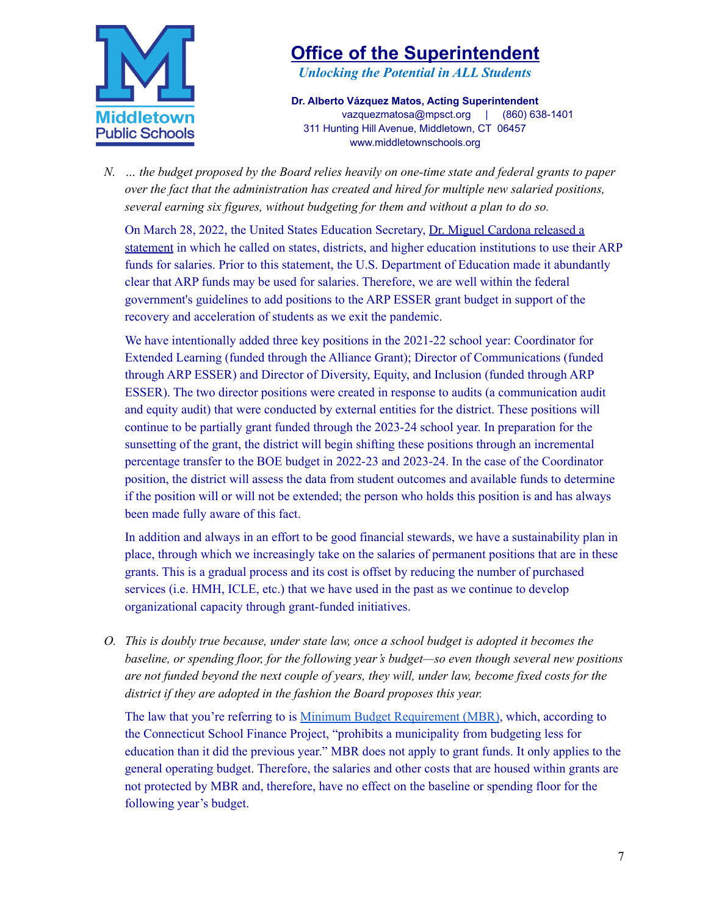# Office of the Superintendent

***Unlocking the Potential in ALL Students***

**Dr. Alberto Vázquez Matos, Acting Superintendent**
vazquezmatosa@mpsct.org | (860) 638-1401
311 Hunting Hill Avenue, Middletown, CT 06457
www.middletownschools.org

N. *… the budget proposed by the Board relies heavily on one-time state and federal grants to paper over the fact that the administration has created and hired for multiple new salaried positions, several earning six figures, without budgeting for them and without a plan to do so.*

On March 28, 2022, the United States Education Secretary, Dr. Miguel Cardona released a statement in which he called on states, districts, and higher education institutions to use their ARP funds for salaries. Prior to this statement, the U.S. Department of Education made it abundantly clear that ARP funds may be used for salaries. Therefore, we are well within the federal government's guidelines to add positions to the ARP ESSER grant budget in support of the recovery and acceleration of students as we exit the pandemic.

We have intentionally added three key positions in the 2021-22 school year: Coordinator for Extended Learning (funded through the Alliance Grant); Director of Communications (funded through ARP ESSER) and Director of Diversity, Equity, and Inclusion (funded through ARP ESSER). The two director positions were created in response to audits (a communication audit and equity audit) that were conducted by external entities for the district. These positions will continue to be partially grant funded through the 2023-24 school year. In preparation for the sunsetting of the grant, the district will begin shifting these positions through an incremental percentage transfer to the BOE budget in 2022-23 and 2023-24. In the case of the Coordinator position, the district will assess the data from student outcomes and available funds to determine if the position will or will not be extended; the person who holds this position is and has always been made fully aware of this fact.

In addition and always in an effort to be good financial stewards, we have a sustainability plan in place, through which we increasingly take on the salaries of permanent positions that are in these grants. This is a gradual process and its cost is offset by reducing the number of purchased services (i.e. HMH, ICLE, etc.) that we have used in the past as we continue to develop organizational capacity through grant-funded initiatives.

O. *This is doubly true because, under state law, once a school budget is adopted it becomes the baseline, or spending floor, for the following year's budget—so even though several new positions are not funded beyond the next couple of years, they will, under law, become fixed costs for the district if they are adopted in the fashion the Board proposes this year.*

The law that you're referring to is Minimum Budget Requirement (MBR), which, according to the Connecticut School Finance Project, "prohibits a municipality from budgeting less for education than it did the previous year." MBR does not apply to grant funds. It only applies to the general operating budget. Therefore, the salaries and other costs that are housed within grants are not protected by MBR and, therefore, have no effect on the baseline or spending floor for the following year's budget.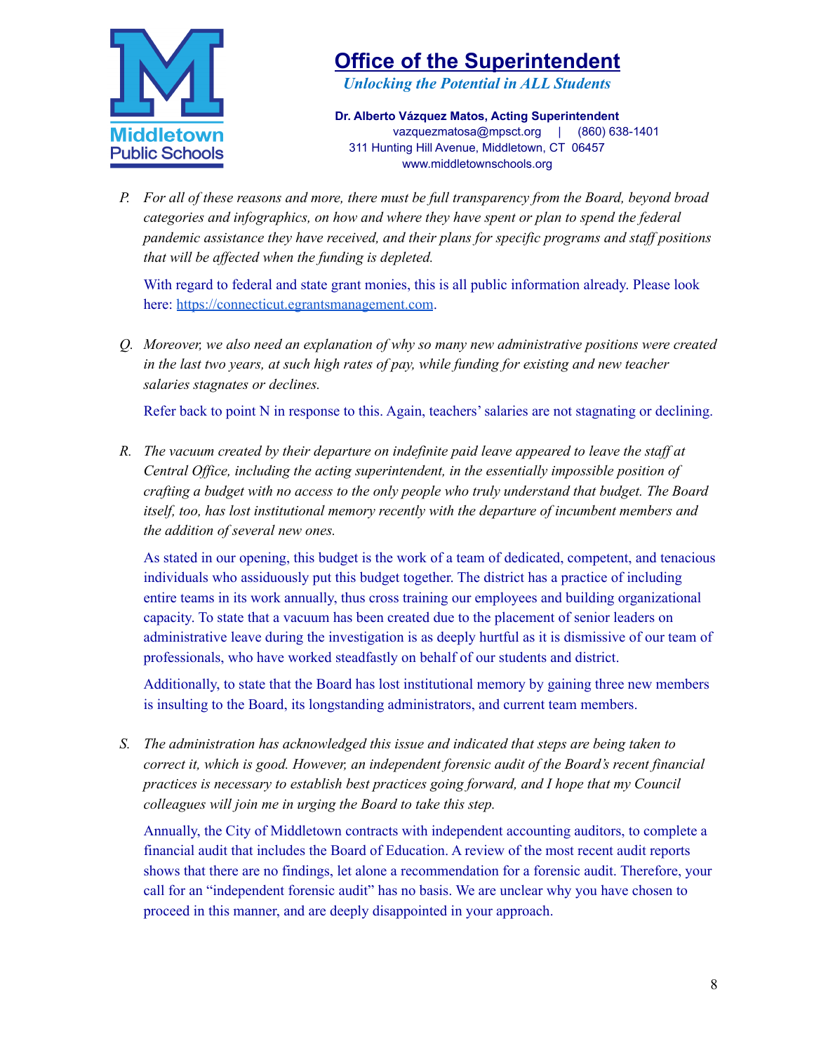# Office of the Superintendent

*Unlocking the Potential in ALL Students*

**Dr. Alberto Vázquez Matos, Acting Superintendent**
vazquezmatosa@mpsct.org | (860) 638-1401
311 Hunting Hill Avenue, Middletown, CT 06457
www.middletownschools.org

P. *For all of these reasons and more, there must be full transparency from the Board, beyond broad categories and infographics, on how and where they have spent or plan to spend the federal pandemic assistance they have received, and their plans for specific programs and staff positions that will be affected when the funding is depleted.*

With regard to federal and state grant monies, this is all public information already. Please look here: [https://connecticut.egrantsmanagement.com](https://connecticut.egrantsmanagement.com).

Q. *Moreover, we also need an explanation of why so many new administrative positions were created in the last two years, at such high rates of pay, while funding for existing and new teacher salaries stagnates or declines.*

Refer back to point N in response to this. Again, teachers' salaries are not stagnating or declining.

R. *The vacuum created by their departure on indefinite paid leave appeared to leave the staff at Central Office, including the acting superintendent, in the essentially impossible position of crafting a budget with no access to the only people who truly understand that budget. The Board itself, too, has lost institutional memory recently with the departure of incumbent members and the addition of several new ones.*

As stated in our opening, this budget is the work of a team of dedicated, competent, and tenacious individuals who assiduously put this budget together. The district has a practice of including entire teams in its work annually, thus cross training our employees and building organizational capacity. To state that a vacuum has been created due to the placement of senior leaders on administrative leave during the investigation is as deeply hurtful as it is dismissive of our team of professionals, who have worked steadfastly on behalf of our students and district.

Additionally, to state that the Board has lost institutional memory by gaining three new members is insulting to the Board, its longstanding administrators, and current team members.

S. *The administration has acknowledged this issue and indicated that steps are being taken to correct it, which is good. However, an independent forensic audit of the Board's recent financial practices is necessary to establish best practices going forward, and I hope that my Council colleagues will join me in urging the Board to take this step.*

Annually, the City of Middletown contracts with independent accounting auditors, to complete a financial audit that includes the Board of Education. A review of the most recent audit reports shows that there are no findings, let alone a recommendation for a forensic audit. Therefore, your call for an "independent forensic audit" has no basis. We are unclear why you have chosen to proceed in this manner, and are deeply disappointed in your approach.